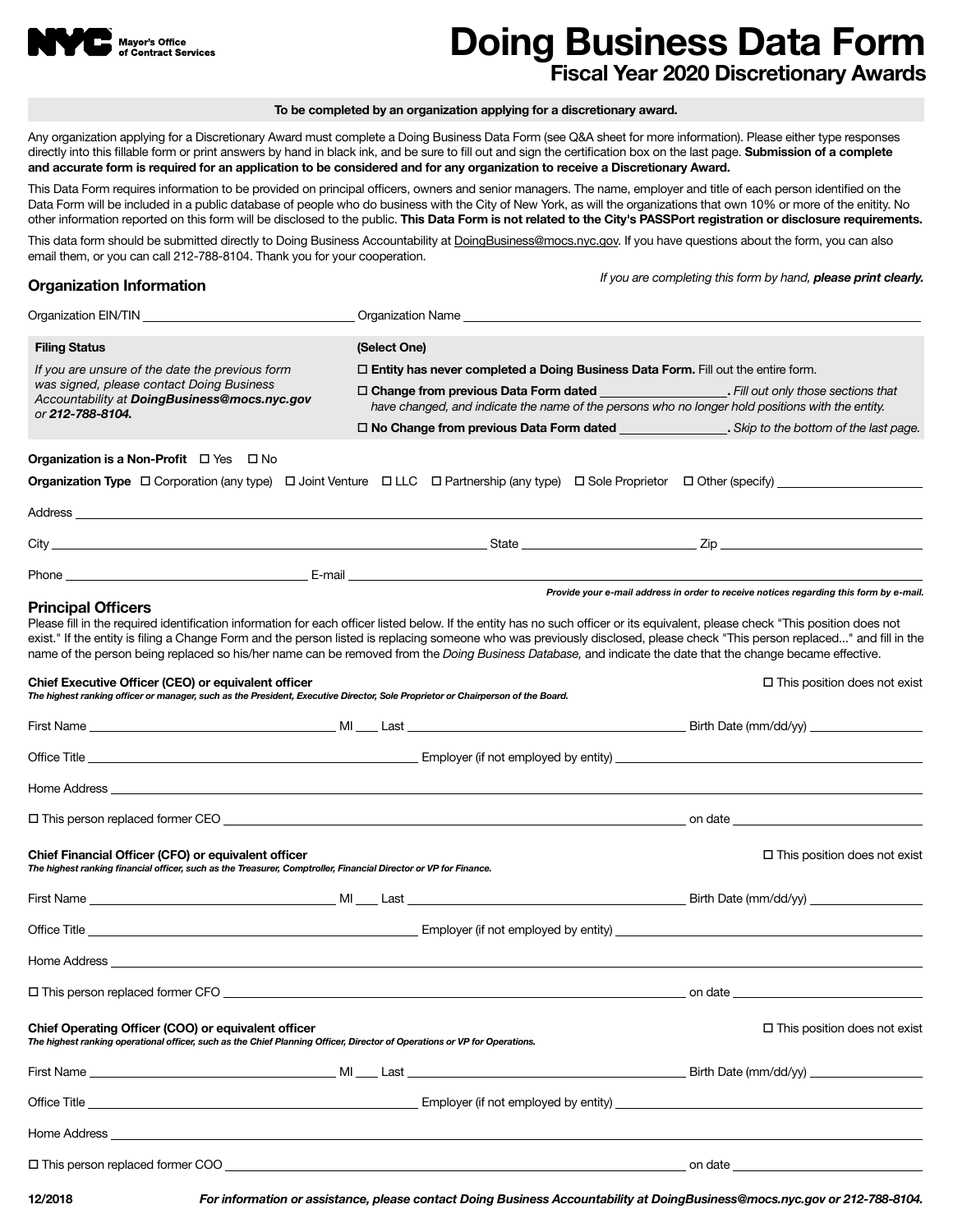NYC Mayor's Office of Contract Services

# Doing Business Data Form

## Fiscal Year 2020 Discretionary Awards

**To be completed by an organization applying for a discretionary award.**

Any organization applying for a Discretionary Award must complete a Doing Business Data Form (see Q&A sheet for more information). Please either type responses directly into this fillable form or print answers by hand in black ink, and be sure to fill out and sign the certification box on the last page. **Submission of a complete and accurate form is required for an application to be considered and for any organization to receive a Discretionary Award.**

This Data Form requires information to be provided on principal officers, owners and senior managers. The name, employer and title of each person identified on the Data Form will be included in a public database of people who do business with the City of New York, as will the organizations that own 10% or more of the enitity. No other information reported on this form will be disclosed to the public. **This Data Form is not related to the City's PASSPort registration or disclosure requirements.**

This data form should be submitted directly to Doing Business Accountability at DoingBusiness@mocs.nyc.gov. If you have questions about the form, you can also email them, or you can call 212-788-8104. Thank you for your cooperation.

### Organization Information

*If you are completing this form by hand, **please print clearly.***

Organization EIN/TIN ______________________ Organization Name ______________________

**Filing Status**

*If you are unsure of the date the previous form was signed, please contact Doing Business Accountability at **DoingBusiness@mocs.nyc.gov** or **212-788-8104.***

**(Select One)**

- ☐ **Entity has never completed a Doing Business Data Form.** Fill out the entire form.
- ☐ **Change from previous Data Form dated ______________.** *Fill out only those sections that have changed, and indicate the name of the persons who no longer hold positions with the entity.*
- ☐ **No Change from previous Data Form dated ______________.** *Skip to the bottom of the last page.*

**Organization is a Non-Profit** ☐ Yes ☐ No

**Organization Type** ☐ Corporation (any type) ☐ Joint Venture ☐ LLC ☐ Partnership (any type) ☐ Sole Proprietor ☐ Other (specify) ______________

Address ______________________

City ______________________ State ______________ Zip ______________

Phone ______________________ E-mail ______________________

***Provide your e-mail address in order to receive notices regarding this form by e-mail.***

### Principal Officers

Please fill in the required identification information for each officer listed below. If the entity has no such officer or its equivalent, please check "This position does not exist." If the entity is filing a Change Form and the person listed is replacing someone who was previously disclosed, please check "This person replaced..." and fill in the name of the person being replaced so his/her name can be removed from the *Doing Business Database,* and indicate the date that the change became effective.

**Chief Executive Officer (CEO) or equivalent officer** ☐ This position does not exist

***The highest ranking officer or manager, such as the President, Executive Director, Sole Proprietor or Chairperson of the Board.***

First Name ______________ MI ___ Last ______________ Birth Date (mm/dd/yy) ______________

Office Title ______________ Employer (if not employed by entity) ______________

Home Address ______________________

☐ This person replaced former CEO ______________________ on date ______________

**Chief Financial Officer (CFO) or equivalent officer** ☐ This position does not exist

***The highest ranking financial officer, such as the Treasurer, Comptroller, Financial Director or VP for Finance.***

First Name ______________ MI ___ Last ______________ Birth Date (mm/dd/yy) ______________

Office Title ______________ Employer (if not employed by entity) ______________

Home Address ______________________

☐ This person replaced former CFO ______________________ on date ______________

**Chief Operating Officer (COO) or equivalent officer** ☐ This position does not exist

***The highest ranking operational officer, such as the Chief Planning Officer, Director of Operations or VP for Operations.***

First Name ______________ MI ___ Last ______________ Birth Date (mm/dd/yy) ______________

Office Title ______________ Employer (if not employed by entity) ______________

Home Address ______________________

☐ This person replaced former COO ______________________ on date ______________

12/2018

***For information or assistance, please contact Doing Business Accountability at DoingBusiness@mocs.nyc.gov or 212-788-8104.***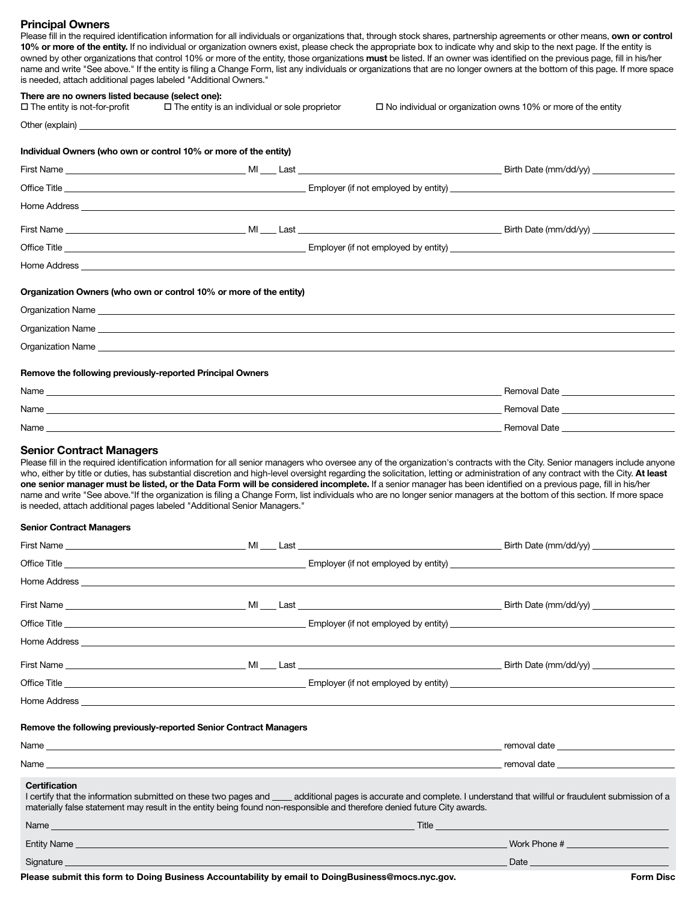## Principal Owners

Please fill in the required identification information for all individuals or organizations that, through stock shares, partnership agreements or other means, **own or control 10% or more of the entity.** If no individual or organization owners exist, please check the appropriate box to indicate why and skip to the next page. If the entity is owned by other organizations that control 10% or more of the entity, those organizations **must** be listed. If an owner was identified on the previous page, fill in his/her name and write "See above." If the entity is filing a Change Form, list any individuals or organizations that are no longer owners at the bottom of this page. If more space is needed, attach additional pages labeled "Additional Owners."

**There are no owners listed because (select one):**

☐ The entity is not-for-profit ☐ The entity is an individual or sole proprietor ☐ No individual or organization owns 10% or more of the entity

Other (explain) ______________________________

**Individual Owners (who own or control 10% or more of the entity)**

First Name ______________ MI ___ Last ______________ Birth Date (mm/dd/yy) ______________

Office Title ______________ Employer (if not employed by entity) ______________

Home Address ______________________________

First Name ______________ MI ___ Last ______________ Birth Date (mm/dd/yy) ______________

Office Title ______________ Employer (if not employed by entity) ______________

Home Address ______________________________

**Organization Owners (who own or control 10% or more of the entity)**

Organization Name ______________________________

Organization Name ______________________________

Organization Name ______________________________

**Remove the following previously-reported Principal Owners**

Name ______________________________ Removal Date ______________

Name ______________________________ Removal Date ______________

Name ______________________________ Removal Date ______________

## Senior Contract Managers

Please fill in the required identification information for all senior managers who oversee any of the organization's contracts with the City. Senior managers include anyone who, either by title or duties, has substantial discretion and high-level oversight regarding the solicitation, letting or administration of any contract with the City. **At least one senior manager must be listed, or the Data Form will be considered incomplete.** If a senior manager has been identified on a previous page, fill in his/her name and write "See above."If the organization is filing a Change Form, list individuals who are no longer senior managers at the bottom of this section. If more space is needed, attach additional pages labeled "Additional Senior Managers."

**Senior Contract Managers**

First Name ______________ MI ___ Last ______________ Birth Date (mm/dd/yy) ______________

Office Title ______________ Employer (if not employed by entity) ______________

Home Address ______________________________

First Name ______________ MI ___ Last ______________ Birth Date (mm/dd/yy) ______________

Office Title ______________ Employer (if not employed by entity) ______________

Home Address ______________________________

First Name ______________ MI ___ Last ______________ Birth Date (mm/dd/yy) ______________

Office Title ______________ Employer (if not employed by entity) ______________

Home Address ______________________________

**Remove the following previously-reported Senior Contract Managers**

Name ______________________________ removal date ______________

Name ______________________________ removal date ______________

**Certification**

I certify that the information submitted on these two pages and ____ additional pages is accurate and complete. I understand that willful or fraudulent submission of a materially false statement may result in the entity being found non-responsible and therefore denied future City awards.

Name ______________________________ Title ______________

Entity Name ______________________________ Work Phone # ______________

Signature ______________________________ Date ______________

**Please submit this form to Doing Business Accountability by email to DoingBusiness@mocs.nyc.gov.** **Form Disc**